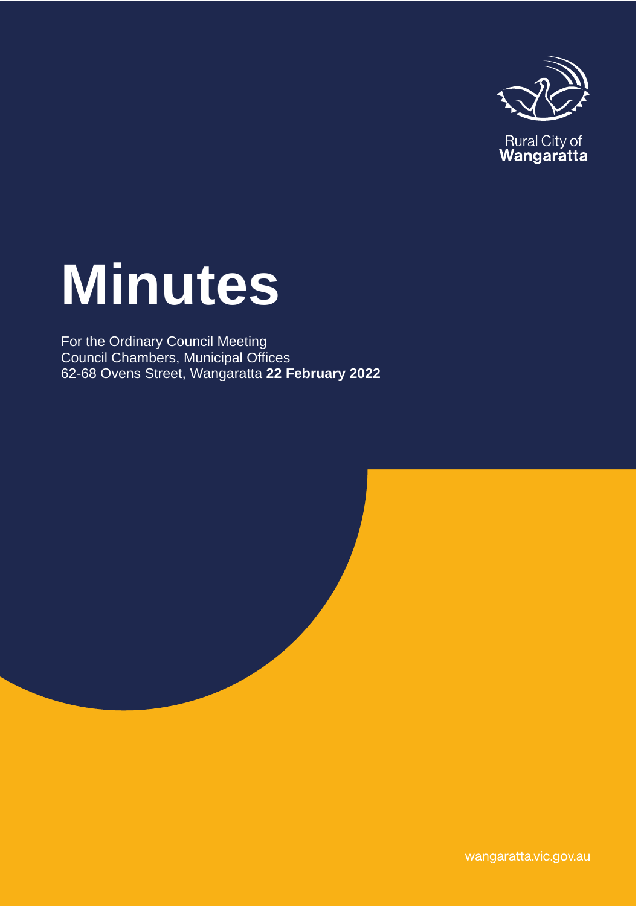Rural City of
**Wangaratta**

# Minutes

For the Ordinary Council Meeting
Council Chambers, Municipal Offices
62-68 Ovens Street, Wangaratta **22 February 2022**

wangaratta.vic.gov.au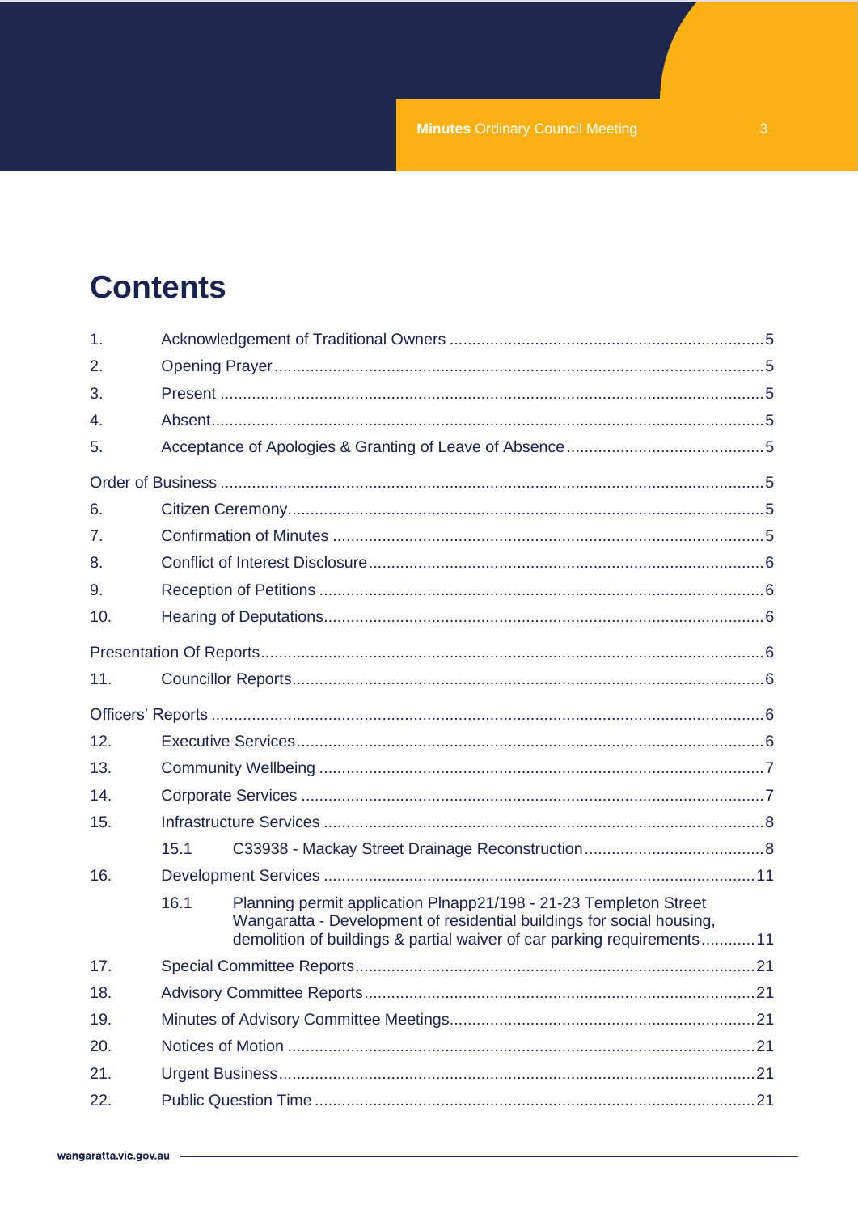# Contents

1. Acknowledgement of Traditional Owners ..... 5
2. Opening Prayer ..... 5
3. Present ..... 5
4. Absent ..... 5
5. Acceptance of Apologies & Granting of Leave of Absence ..... 5

Order of Business ..... 5

6. Citizen Ceremony ..... 5
7. Confirmation of Minutes ..... 5
8. Conflict of Interest Disclosure ..... 6
9. Reception of Petitions ..... 6
10. Hearing of Deputations ..... 6

Presentation Of Reports ..... 6

11. Councillor Reports ..... 6

Officers' Reports ..... 6

12. Executive Services ..... 6
13. Community Wellbeing ..... 7
14. Corporate Services ..... 7
15. Infrastructure Services ..... 8
    - 15.1 C33938 - Mackay Street Drainage Reconstruction ..... 8
16. Development Services ..... 11
    - 16.1 Planning permit application Plnapp21/198 - 21-23 Templeton Street Wangaratta - Development of residential buildings for social housing, demolition of buildings & partial waiver of car parking requirements ..... 11
17. Special Committee Reports ..... 21
18. Advisory Committee Reports ..... 21
19. Minutes of Advisory Committee Meetings ..... 21
20. Notices of Motion ..... 21
21. Urgent Business ..... 21
22. Public Question Time ..... 21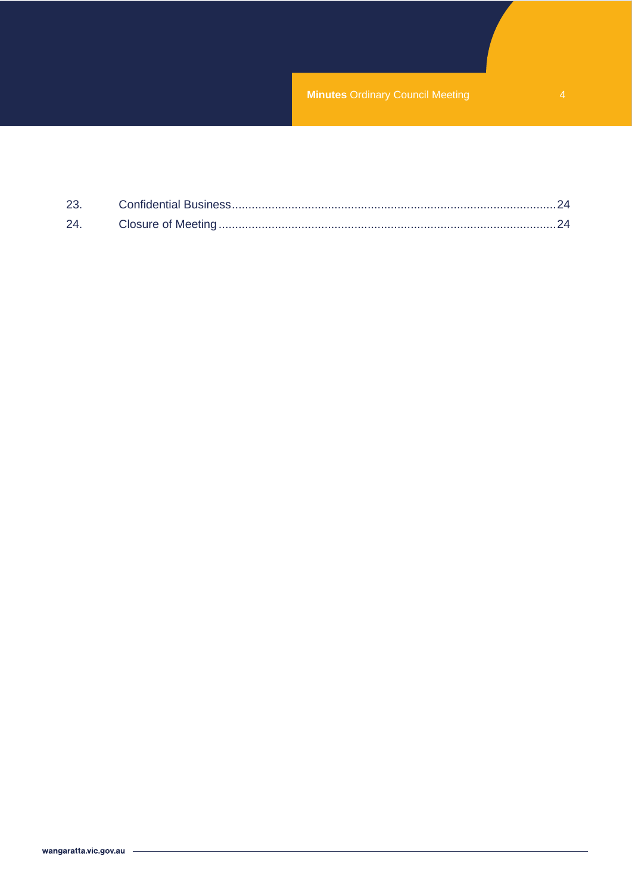23. Confidential Business.................................................................................................24

24. Closure of Meeting.....................................................................................................24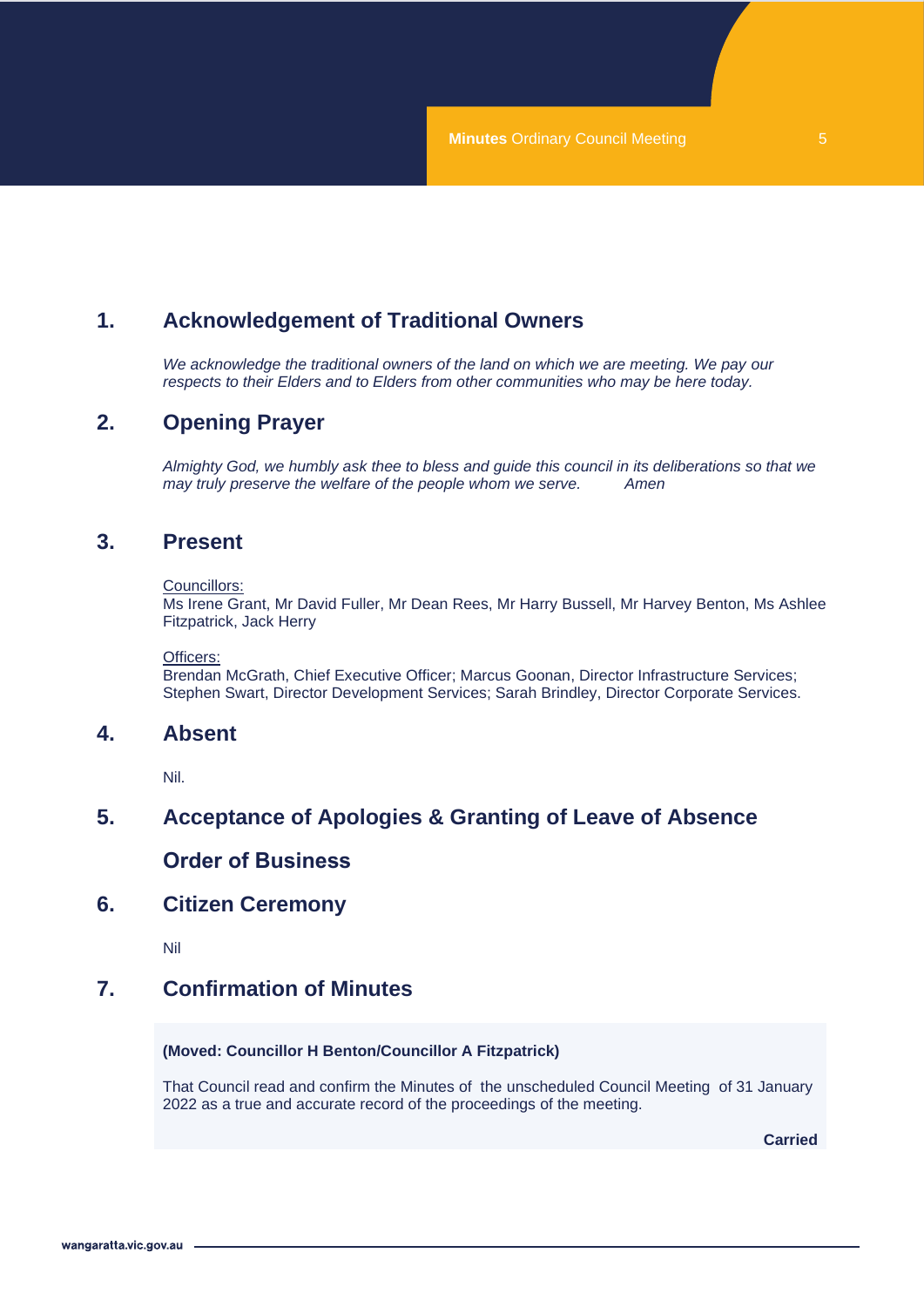## 1. Acknowledgement of Traditional Owners

*We acknowledge the traditional owners of the land on which we are meeting. We pay our respects to their Elders and to Elders from other communities who may be here today.*

## 2. Opening Prayer

*Almighty God, we humbly ask thee to bless and guide this council in its deliberations so that we may truly preserve the welfare of the people whom we serve. Amen*

## 3. Present

Councillors:
Ms Irene Grant, Mr David Fuller, Mr Dean Rees, Mr Harry Bussell, Mr Harvey Benton, Ms Ashlee Fitzpatrick, Jack Herry

Officers:
Brendan McGrath, Chief Executive Officer; Marcus Goonan, Director Infrastructure Services; Stephen Swart, Director Development Services; Sarah Brindley, Director Corporate Services.

## 4. Absent

Nil.

## 5. Acceptance of Apologies & Granting of Leave of Absence

## Order of Business

## 6. Citizen Ceremony

Nil

## 7. Confirmation of Minutes

**(Moved: Councillor H Benton/Councillor A Fitzpatrick)**

That Council read and confirm the Minutes of the unscheduled Council Meeting of 31 January 2022 as a true and accurate record of the proceedings of the meeting.

**Carried**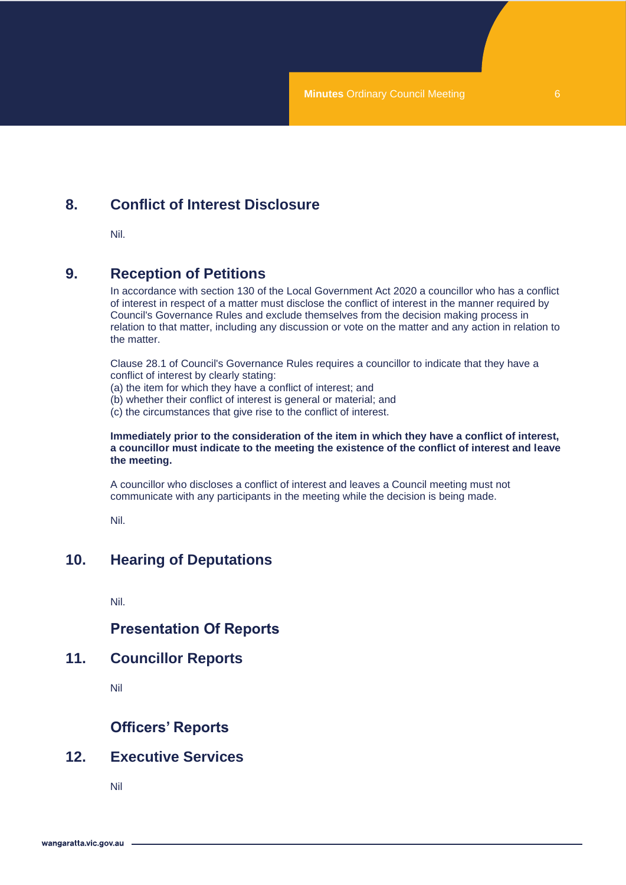## 8. Conflict of Interest Disclosure

Nil.

## 9. Reception of Petitions

In accordance with section 130 of the Local Government Act 2020 a councillor who has a conflict of interest in respect of a matter must disclose the conflict of interest in the manner required by Council's Governance Rules and exclude themselves from the decision making process in relation to that matter, including any discussion or vote on the matter and any action in relation to the matter.

Clause 28.1 of Council's Governance Rules requires a councillor to indicate that they have a conflict of interest by clearly stating:
(a) the item for which they have a conflict of interest; and
(b) whether their conflict of interest is general or material; and
(c) the circumstances that give rise to the conflict of interest.

**Immediately prior to the consideration of the item in which they have a conflict of interest, a councillor must indicate to the meeting the existence of the conflict of interest and leave the meeting.**

A councillor who discloses a conflict of interest and leaves a Council meeting must not communicate with any participants in the meeting while the decision is being made.

Nil.

## 10. Hearing of Deputations

Nil.

## Presentation Of Reports

## 11. Councillor Reports

Nil

## Officers' Reports

## 12. Executive Services

Nil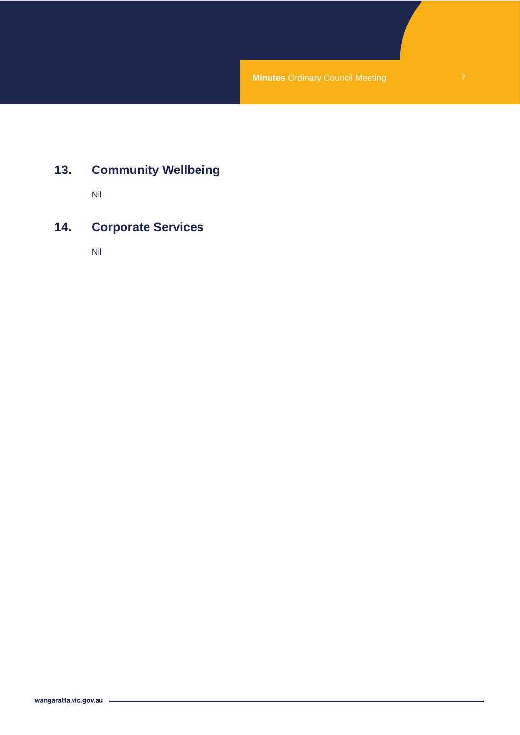## 13. Community Wellbeing

Nil

## 14. Corporate Services

Nil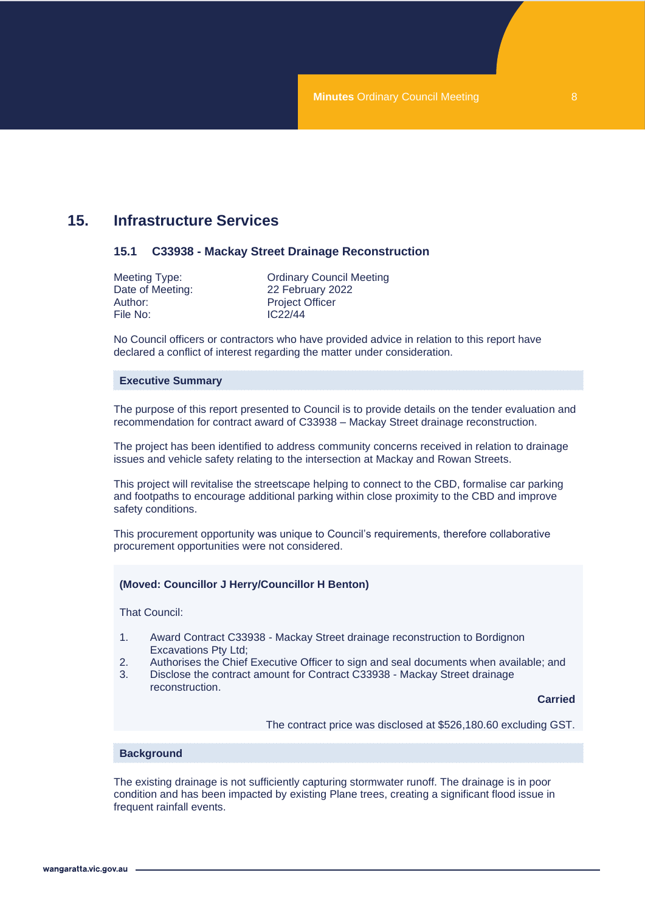# 15. Infrastructure Services

## 15.1 C33938 - Mackay Street Drainage Reconstruction

Meeting Type: Ordinary Council Meeting
Date of Meeting: 22 February 2022
Author: Project Officer
File No: IC22/44

No Council officers or contractors who have provided advice in relation to this report have declared a conflict of interest regarding the matter under consideration.

**Executive Summary**

The purpose of this report presented to Council is to provide details on the tender evaluation and recommendation for contract award of C33938 – Mackay Street drainage reconstruction.

The project has been identified to address community concerns received in relation to drainage issues and vehicle safety relating to the intersection at Mackay and Rowan Streets.

This project will revitalise the streetscape helping to connect to the CBD, formalise car parking and footpaths to encourage additional parking within close proximity to the CBD and improve safety conditions.

This procurement opportunity was unique to Council's requirements, therefore collaborative procurement opportunities were not considered.

**(Moved: Councillor J Herry/Councillor H Benton)**

That Council:

1. Award Contract C33938 - Mackay Street drainage reconstruction to Bordignon Excavations Pty Ltd;
2. Authorises the Chief Executive Officer to sign and seal documents when available; and
3. Disclose the contract amount for Contract C33938 - Mackay Street drainage reconstruction.

**Carried**

The contract price was disclosed at $526,180.60 excluding GST.

**Background**

The existing drainage is not sufficiently capturing stormwater runoff. The drainage is in poor condition and has been impacted by existing Plane trees, creating a significant flood issue in frequent rainfall events.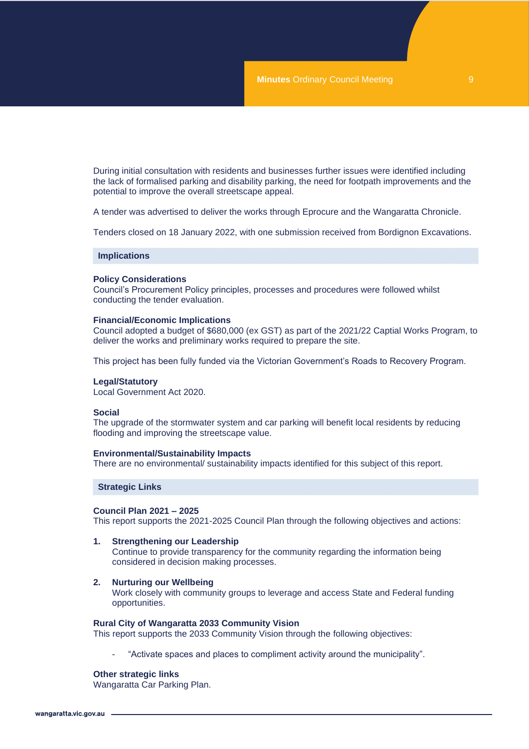During initial consultation with residents and businesses further issues were identified including the lack of formalised parking and disability parking, the need for footpath improvements and the potential to improve the overall streetscape appeal.

A tender was advertised to deliver the works through Eprocure and the Wangaratta Chronicle.

Tenders closed on 18 January 2022, with one submission received from Bordignon Excavations.

## Implications

**Policy Considerations**
Council's Procurement Policy principles, processes and procedures were followed whilst conducting the tender evaluation.

**Financial/Economic Implications**
Council adopted a budget of $680,000 (ex GST) as part of the 2021/22 Captial Works Program, to deliver the works and preliminary works required to prepare the site.

This project has been fully funded via the Victorian Government's Roads to Recovery Program.

**Legal/Statutory**
Local Government Act 2020.

**Social**
The upgrade of the stormwater system and car parking will benefit local residents by reducing flooding and improving the streetscape value.

**Environmental/Sustainability Impacts**
There are no environmental/ sustainability impacts identified for this subject of this report.

## Strategic Links

**Council Plan 2021 – 2025**
This report supports the 2021-2025 Council Plan through the following objectives and actions:

1. **Strengthening our Leadership**
   Continue to provide transparency for the community regarding the information being considered in decision making processes.

2. **Nurturing our Wellbeing**
   Work closely with community groups to leverage and access State and Federal funding opportunities.

**Rural City of Wangaratta 2033 Community Vision**
This report supports the 2033 Community Vision through the following objectives:

- "Activate spaces and places to compliment activity around the municipality".

**Other strategic links**
Wangaratta Car Parking Plan.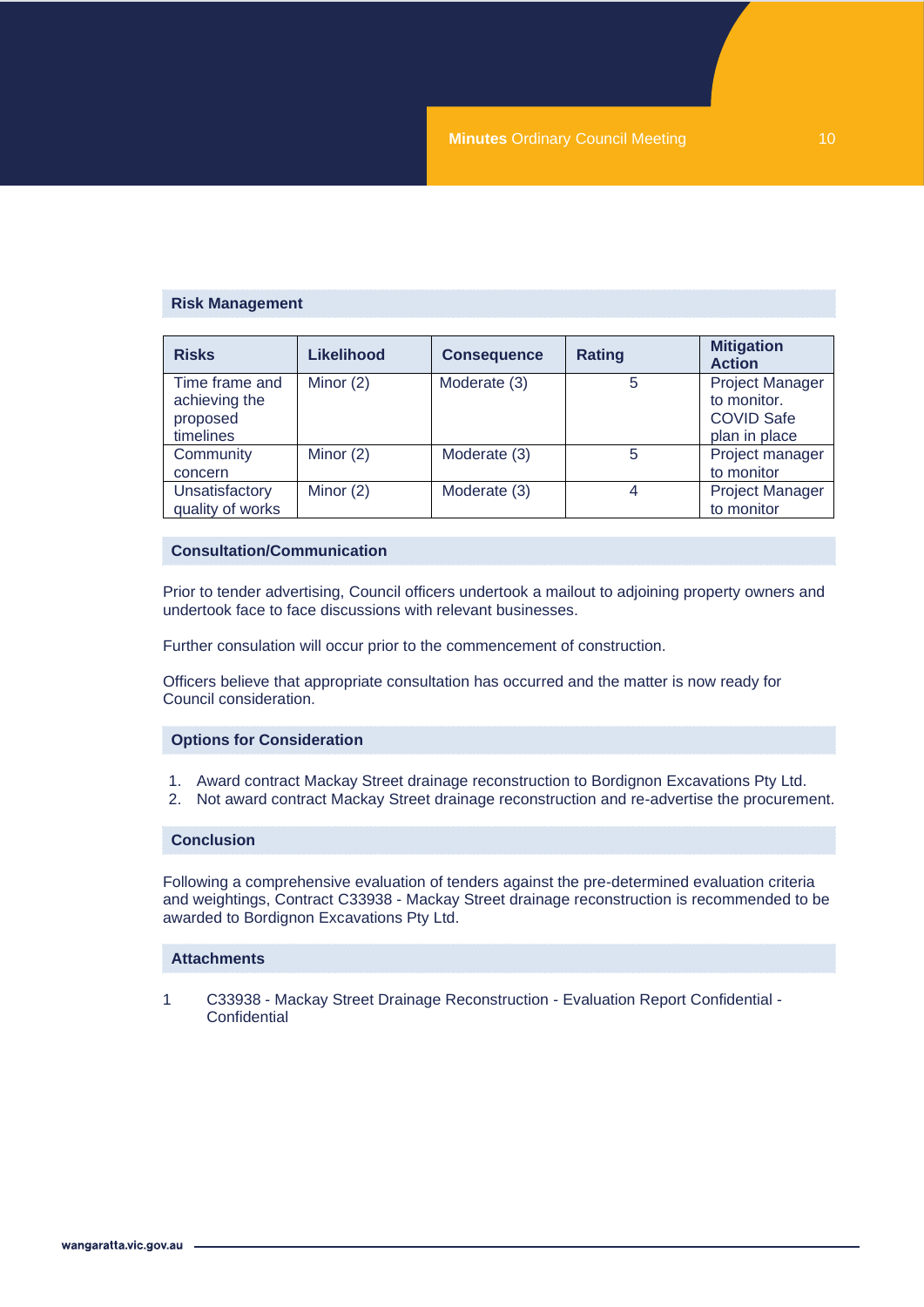## Risk Management

| Risks | Likelihood | Consequence | Rating | Mitigation Action |
|---|---|---|---|---|
| Time frame and achieving the proposed timelines | Minor (2) | Moderate (3) | 5 | Project Manager to monitor. COVID Safe plan in place |
| Community concern | Minor (2) | Moderate (3) | 5 | Project manager to monitor |
| Unsatisfactory quality of works | Minor (2) | Moderate (3) | 4 | Project Manager to monitor |

## Consultation/Communication

Prior to tender advertising, Council officers undertook a mailout to adjoining property owners and undertook face to face discussions with relevant businesses.

Further consulation will occur prior to the commencement of construction.

Officers believe that appropriate consultation has occurred and the matter is now ready for Council consideration.

## Options for Consideration

1. Award contract Mackay Street drainage reconstruction to Bordignon Excavations Pty Ltd.
2. Not award contract Mackay Street drainage reconstruction and re-advertise the procurement.

## Conclusion

Following a comprehensive evaluation of tenders against the pre-determined evaluation criteria and weightings, Contract C33938 - Mackay Street drainage reconstruction is recommended to be awarded to Bordignon Excavations Pty Ltd.

## Attachments

1 C33938 - Mackay Street Drainage Reconstruction - Evaluation Report Confidential - Confidential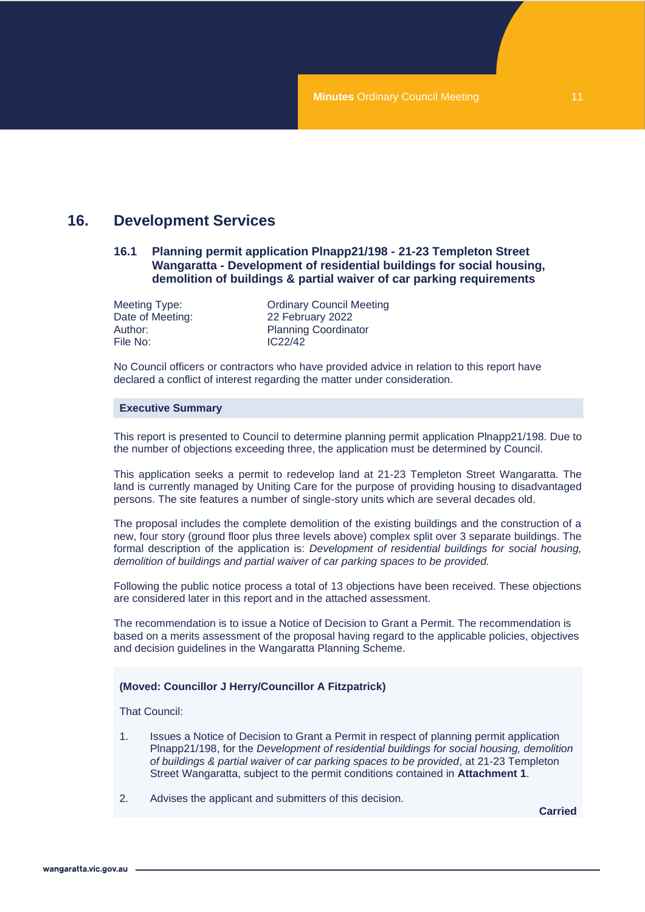# 16. Development Services

## 16.1 Planning permit application Plnapp21/198 - 21-23 Templeton Street Wangaratta - Development of residential buildings for social housing, demolition of buildings & partial waiver of car parking requirements

Meeting Type: Ordinary Council Meeting
Date of Meeting: 22 February 2022
Author: Planning Coordinator
File No: IC22/42

No Council officers or contractors who have provided advice in relation to this report have declared a conflict of interest regarding the matter under consideration.

### Executive Summary

This report is presented to Council to determine planning permit application Plnapp21/198. Due to the number of objections exceeding three, the application must be determined by Council.

This application seeks a permit to redevelop land at 21-23 Templeton Street Wangaratta. The land is currently managed by Uniting Care for the purpose of providing housing to disadvantaged persons. The site features a number of single-story units which are several decades old.

The proposal includes the complete demolition of the existing buildings and the construction of a new, four story (ground floor plus three levels above) complex split over 3 separate buildings. The formal description of the application is: *Development of residential buildings for social housing, demolition of buildings and partial waiver of car parking spaces to be provided.*

Following the public notice process a total of 13 objections have been received. These objections are considered later in this report and in the attached assessment.

The recommendation is to issue a Notice of Decision to Grant a Permit. The recommendation is based on a merits assessment of the proposal having regard to the applicable policies, objectives and decision guidelines in the Wangaratta Planning Scheme.

**(Moved: Councillor J Herry/Councillor A Fitzpatrick)**

That Council:

1. Issues a Notice of Decision to Grant a Permit in respect of planning permit application Plnapp21/198, for the *Development of residential buildings for social housing, demolition of buildings & partial waiver of car parking spaces to be provided*, at 21-23 Templeton Street Wangaratta, subject to the permit conditions contained in **Attachment 1**.

2. Advises the applicant and submitters of this decision.

**Carried**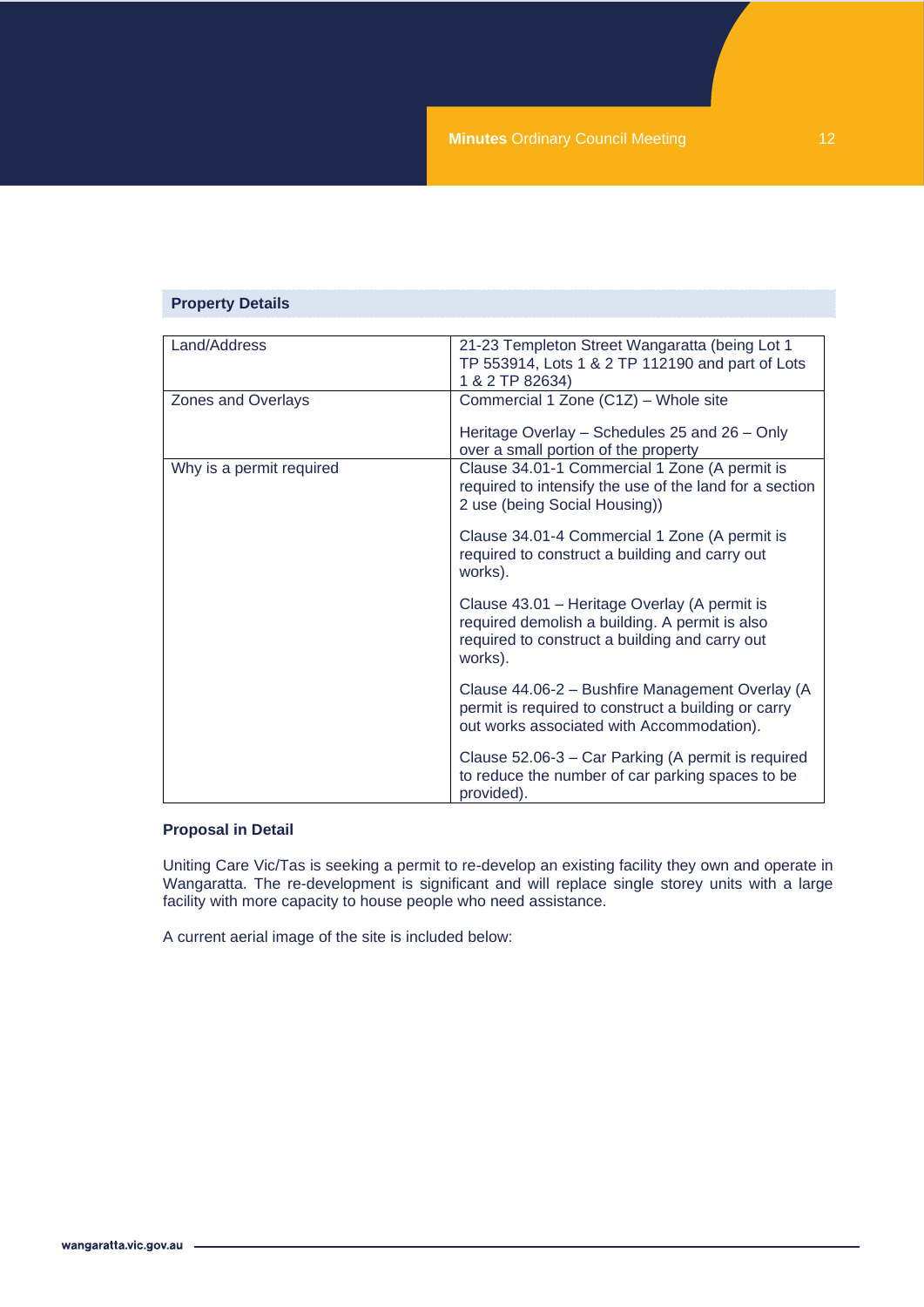**Property Details**

| Land/Address | 21-23 Templeton Street Wangaratta (being Lot 1 TP 553914, Lots 1 & 2 TP 112190 and part of Lots 1 & 2 TP 82634) |
|---|---|
| Zones and Overlays | Commercial 1 Zone (C1Z) – Whole site<br><br>Heritage Overlay – Schedules 25 and 26 – Only over a small portion of the property |
| Why is a permit required | Clause 34.01-1 Commercial 1 Zone (A permit is required to intensify the use of the land for a section 2 use (being Social Housing))<br><br>Clause 34.01-4 Commercial 1 Zone (A permit is required to construct a building and carry out works).<br><br>Clause 43.01 – Heritage Overlay (A permit is required demolish a building. A permit is also required to construct a building and carry out works).<br><br>Clause 44.06-2 – Bushfire Management Overlay (A permit is required to construct a building or carry out works associated with Accommodation).<br><br>Clause 52.06-3 – Car Parking (A permit is required to reduce the number of car parking spaces to be provided). |

**Proposal in Detail**

Uniting Care Vic/Tas is seeking a permit to re-develop an existing facility they own and operate in Wangaratta. The re-development is significant and will replace single storey units with a large facility with more capacity to house people who need assistance.

A current aerial image of the site is included below: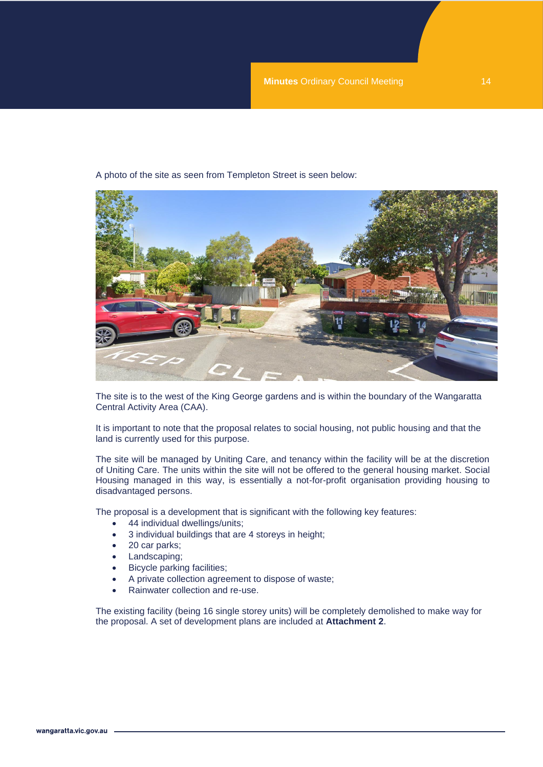A photo of the site as seen from Templeton Street is seen below:

The site is to the west of the King George gardens and is within the boundary of the Wangaratta Central Activity Area (CAA).

It is important to note that the proposal relates to social housing, not public housing and that the land is currently used for this purpose.

The site will be managed by Uniting Care, and tenancy within the facility will be at the discretion of Uniting Care. The units within the site will not be offered to the general housing market. Social Housing managed in this way, is essentially a not-for-profit organisation providing housing to disadvantaged persons.

The proposal is a development that is significant with the following key features:

- 44 individual dwellings/units;
- 3 individual buildings that are 4 storeys in height;
- 20 car parks;
- Landscaping;
- Bicycle parking facilities;
- A private collection agreement to dispose of waste;
- Rainwater collection and re-use.

The existing facility (being 16 single storey units) will be completely demolished to make way for the proposal. A set of development plans are included at **Attachment 2**.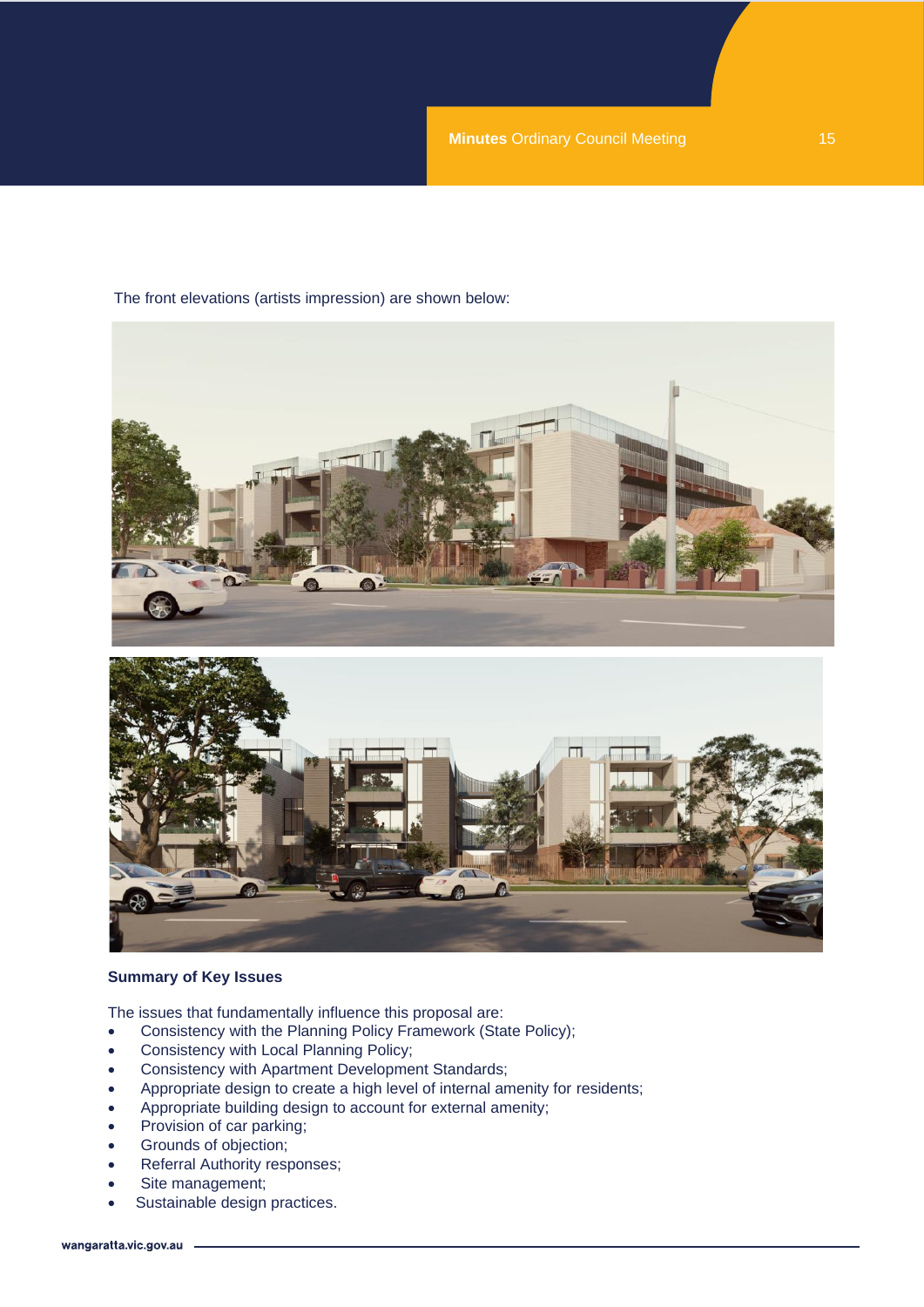The front elevations (artists impression) are shown below:

**Summary of Key Issues**

The issues that fundamentally influence this proposal are:

- Consistency with the Planning Policy Framework (State Policy);
- Consistency with Local Planning Policy;
- Consistency with Apartment Development Standards;
- Appropriate design to create a high level of internal amenity for residents;
- Appropriate building design to account for external amenity;
- Provision of car parking;
- Grounds of objection;
- Referral Authority responses;
- Site management;
- Sustainable design practices.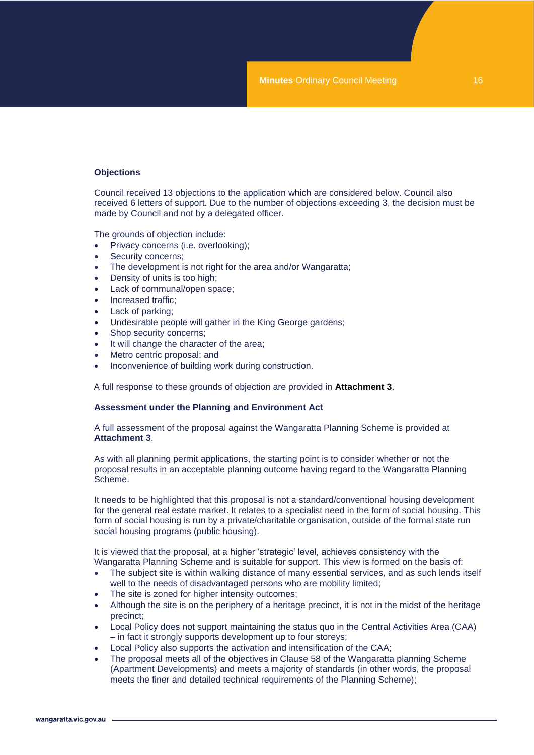**Objections**

Council received 13 objections to the application which are considered below. Council also received 6 letters of support. Due to the number of objections exceeding 3, the decision must be made by Council and not by a delegated officer.

The grounds of objection include:

- Privacy concerns (i.e. overlooking);
- Security concerns;
- The development is not right for the area and/or Wangaratta;
- Density of units is too high;
- Lack of communal/open space;
- Increased traffic;
- Lack of parking;
- Undesirable people will gather in the King George gardens;
- Shop security concerns;
- It will change the character of the area;
- Metro centric proposal; and
- Inconvenience of building work during construction.

A full response to these grounds of objection are provided in **Attachment 3**.

**Assessment under the Planning and Environment Act**

A full assessment of the proposal against the Wangaratta Planning Scheme is provided at **Attachment 3**.

As with all planning permit applications, the starting point is to consider whether or not the proposal results in an acceptable planning outcome having regard to the Wangaratta Planning Scheme.

It needs to be highlighted that this proposal is not a standard/conventional housing development for the general real estate market. It relates to a specialist need in the form of social housing. This form of social housing is run by a private/charitable organisation, outside of the formal state run social housing programs (public housing).

It is viewed that the proposal, at a higher 'strategic' level, achieves consistency with the Wangaratta Planning Scheme and is suitable for support. This view is formed on the basis of:

- The subject site is within walking distance of many essential services, and as such lends itself well to the needs of disadvantaged persons who are mobility limited;
- The site is zoned for higher intensity outcomes;
- Although the site is on the periphery of a heritage precinct, it is not in the midst of the heritage precinct;
- Local Policy does not support maintaining the status quo in the Central Activities Area (CAA) – in fact it strongly supports development up to four storeys;
- Local Policy also supports the activation and intensification of the CAA;
- The proposal meets all of the objectives in Clause 58 of the Wangaratta planning Scheme (Apartment Developments) and meets a majority of standards (in other words, the proposal meets the finer and detailed technical requirements of the Planning Scheme);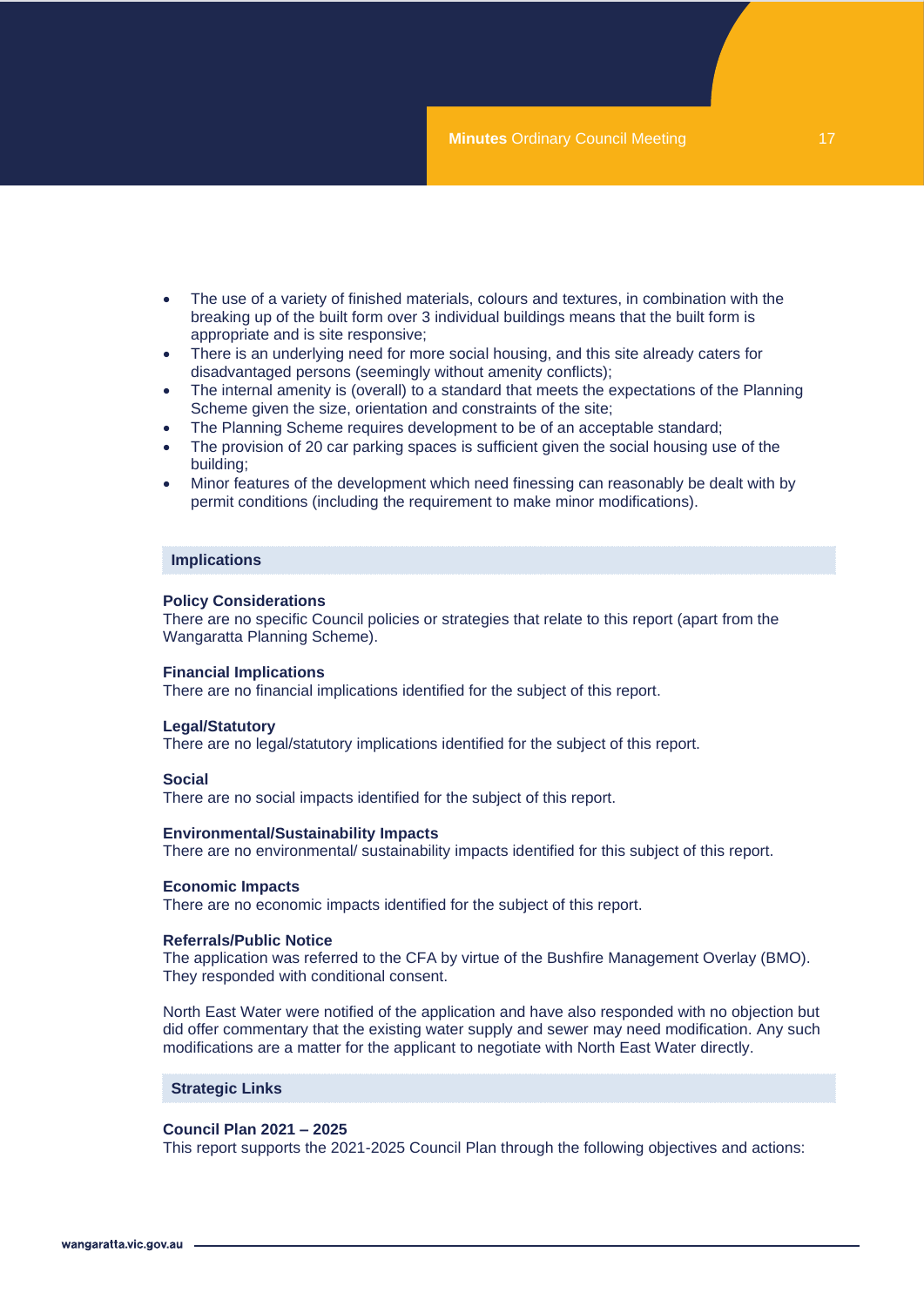- The use of a variety of finished materials, colours and textures, in combination with the breaking up of the built form over 3 individual buildings means that the built form is appropriate and is site responsive;
- There is an underlying need for more social housing, and this site already caters for disadvantaged persons (seemingly without amenity conflicts);
- The internal amenity is (overall) to a standard that meets the expectations of the Planning Scheme given the size, orientation and constraints of the site;
- The Planning Scheme requires development to be of an acceptable standard;
- The provision of 20 car parking spaces is sufficient given the social housing use of the building;
- Minor features of the development which need finessing can reasonably be dealt with by permit conditions (including the requirement to make minor modifications).

## Implications

**Policy Considerations**
There are no specific Council policies or strategies that relate to this report (apart from the Wangaratta Planning Scheme).

**Financial Implications**
There are no financial implications identified for the subject of this report.

**Legal/Statutory**
There are no legal/statutory implications identified for the subject of this report.

**Social**
There are no social impacts identified for the subject of this report.

**Environmental/Sustainability Impacts**
There are no environmental/ sustainability impacts identified for this subject of this report.

**Economic Impacts**
There are no economic impacts identified for the subject of this report.

**Referrals/Public Notice**
The application was referred to the CFA by virtue of the Bushfire Management Overlay (BMO). They responded with conditional consent.

North East Water were notified of the application and have also responded with no objection but did offer commentary that the existing water supply and sewer may need modification. Any such modifications are a matter for the applicant to negotiate with North East Water directly.

## Strategic Links

**Council Plan 2021 – 2025**
This report supports the 2021-2025 Council Plan through the following objectives and actions: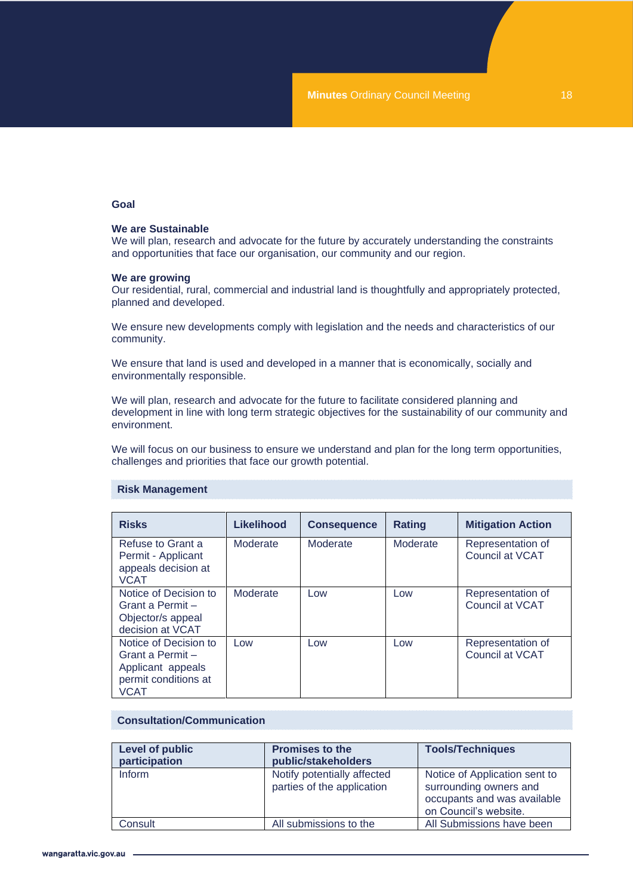**Goal**

**We are Sustainable**
We will plan, research and advocate for the future by accurately understanding the constraints and opportunities that face our organisation, our community and our region.

**We are growing**
Our residential, rural, commercial and industrial land is thoughtfully and appropriately protected, planned and developed.

We ensure new developments comply with legislation and the needs and characteristics of our community.

We ensure that land is used and developed in a manner that is economically, socially and environmentally responsible.

We will plan, research and advocate for the future to facilitate considered planning and development in line with long term strategic objectives for the sustainability of our community and environment.

We will focus on our business to ensure we understand and plan for the long term opportunities, challenges and priorities that face our growth potential.

### Risk Management

| Risks | Likelihood | Consequence | Rating | Mitigation Action |
|---|---|---|---|---|
| Refuse to Grant a Permit - Applicant appeals decision at VCAT | Moderate | Moderate | Moderate | Representation of Council at VCAT |
| Notice of Decision to Grant a Permit – Objector/s appeal decision at VCAT | Moderate | Low | Low | Representation of Council at VCAT |
| Notice of Decision to Grant a Permit – Applicant appeals permit conditions at VCAT | Low | Low | Low | Representation of Council at VCAT |

### Consultation/Communication

| Level of public participation | Promises to the public/stakeholders | Tools/Techniques |
|---|---|---|
| Inform | Notify potentially affected parties of the application | Notice of Application sent to surrounding owners and occupants and was available on Council's website. |
| Consult | All submissions to the | All Submissions have been |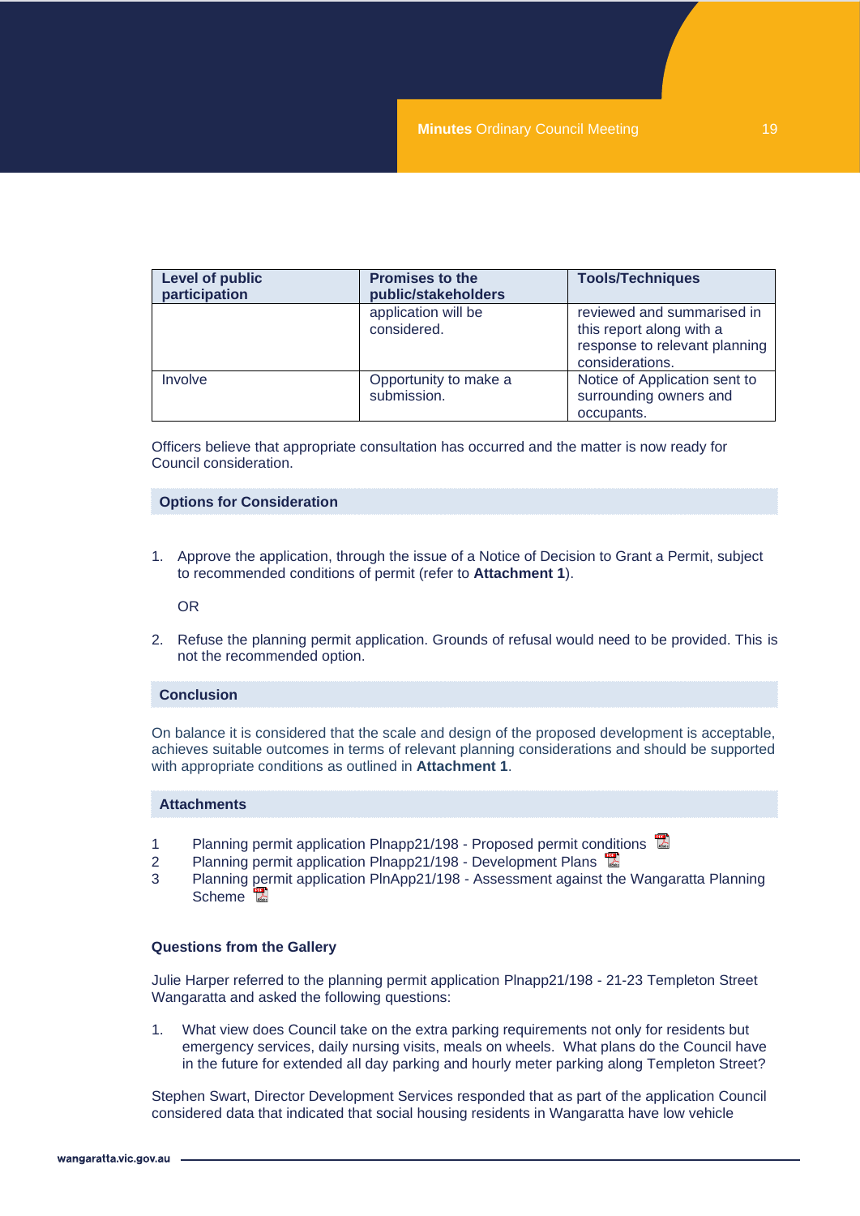| Level of public participation | Promises to the public/stakeholders | Tools/Techniques |
| --- | --- | --- |
| | application will be considered. | reviewed and summarised in this report along with a response to relevant planning considerations. |
| Involve | Opportunity to make a submission. | Notice of Application sent to surrounding owners and occupants. |

Officers believe that appropriate consultation has occurred and the matter is now ready for Council consideration.

### Options for Consideration

1. Approve the application, through the issue of a Notice of Decision to Grant a Permit, subject to recommended conditions of permit (refer to **Attachment 1**).

   OR

2. Refuse the planning permit application. Grounds of refusal would need to be provided. This is not the recommended option.

### Conclusion

On balance it is considered that the scale and design of the proposed development is acceptable, achieves suitable outcomes in terms of relevant planning considerations and should be supported with appropriate conditions as outlined in **Attachment 1**.

### Attachments

1 Planning permit application Plnapp21/198 - Proposed permit conditions
2 Planning permit application Plnapp21/198 - Development Plans
3 Planning permit application PlnApp21/198 - Assessment against the Wangaratta Planning Scheme

**Questions from the Gallery**

Julie Harper referred to the planning permit application Plnapp21/198 - 21-23 Templeton Street Wangaratta and asked the following questions:

1. What view does Council take on the extra parking requirements not only for residents but emergency services, daily nursing visits, meals on wheels. What plans do the Council have in the future for extended all day parking and hourly meter parking along Templeton Street?

Stephen Swart, Director Development Services responded that as part of the application Council considered data that indicated that social housing residents in Wangaratta have low vehicle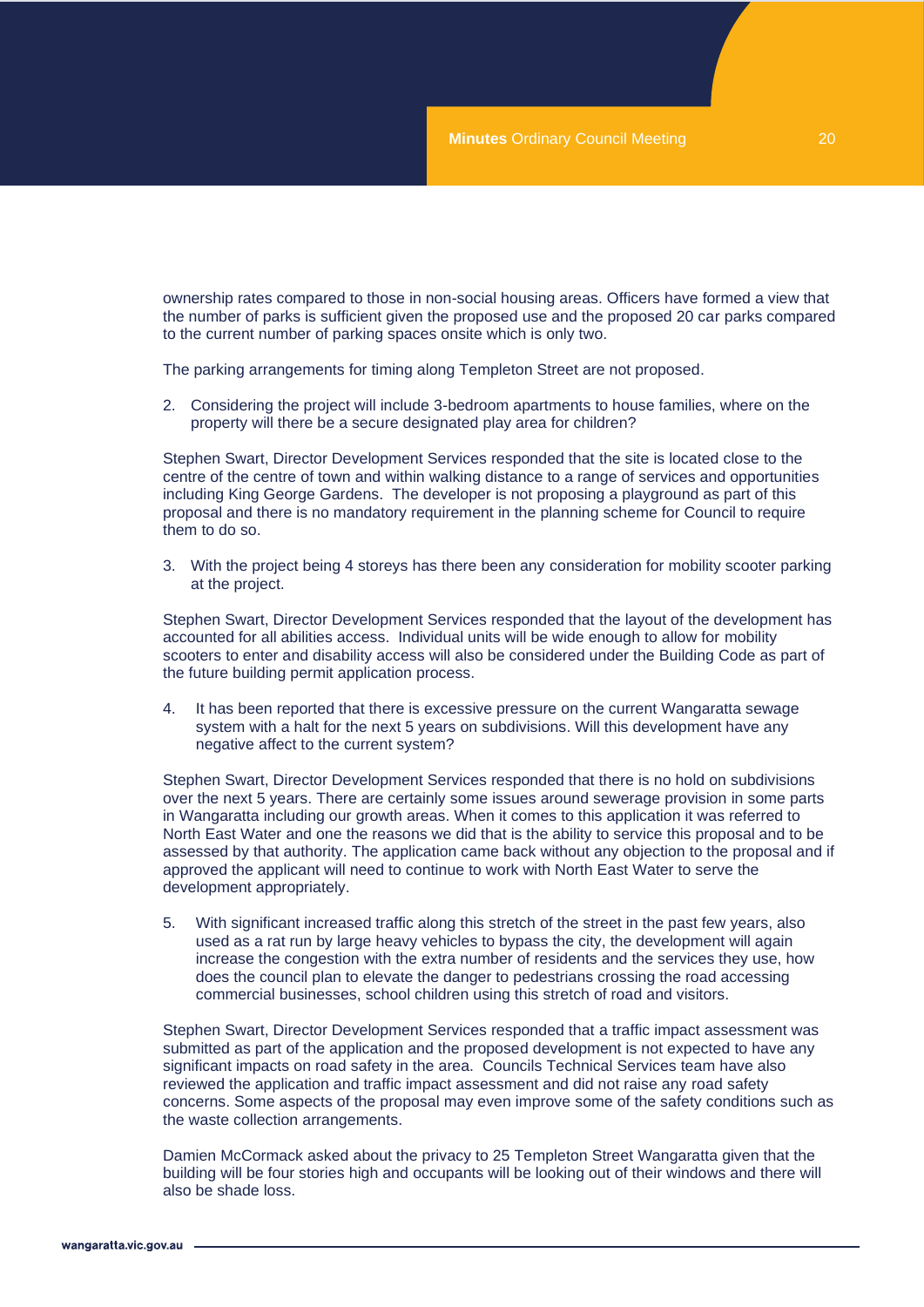ownership rates compared to those in non-social housing areas. Officers have formed a view that the number of parks is sufficient given the proposed use and the proposed 20 car parks compared to the current number of parking spaces onsite which is only two.

The parking arrangements for timing along Templeton Street are not proposed.

2. Considering the project will include 3-bedroom apartments to house families, where on the property will there be a secure designated play area for children?

Stephen Swart, Director Development Services responded that the site is located close to the centre of the centre of town and within walking distance to a range of services and opportunities including King George Gardens. The developer is not proposing a playground as part of this proposal and there is no mandatory requirement in the planning scheme for Council to require them to do so.

3. With the project being 4 storeys has there been any consideration for mobility scooter parking at the project.

Stephen Swart, Director Development Services responded that the layout of the development has accounted for all abilities access. Individual units will be wide enough to allow for mobility scooters to enter and disability access will also be considered under the Building Code as part of the future building permit application process.

4. It has been reported that there is excessive pressure on the current Wangaratta sewage system with a halt for the next 5 years on subdivisions. Will this development have any negative affect to the current system?

Stephen Swart, Director Development Services responded that there is no hold on subdivisions over the next 5 years. There are certainly some issues around sewerage provision in some parts in Wangaratta including our growth areas. When it comes to this application it was referred to North East Water and one the reasons we did that is the ability to service this proposal and to be assessed by that authority. The application came back without any objection to the proposal and if approved the applicant will need to continue to work with North East Water to serve the development appropriately.

5. With significant increased traffic along this stretch of the street in the past few years, also used as a rat run by large heavy vehicles to bypass the city, the development will again increase the congestion with the extra number of residents and the services they use, how does the council plan to elevate the danger to pedestrians crossing the road accessing commercial businesses, school children using this stretch of road and visitors.

Stephen Swart, Director Development Services responded that a traffic impact assessment was submitted as part of the application and the proposed development is not expected to have any significant impacts on road safety in the area. Councils Technical Services team have also reviewed the application and traffic impact assessment and did not raise any road safety concerns. Some aspects of the proposal may even improve some of the safety conditions such as the waste collection arrangements.

Damien McCormack asked about the privacy to 25 Templeton Street Wangaratta given that the building will be four stories high and occupants will be looking out of their windows and there will also be shade loss.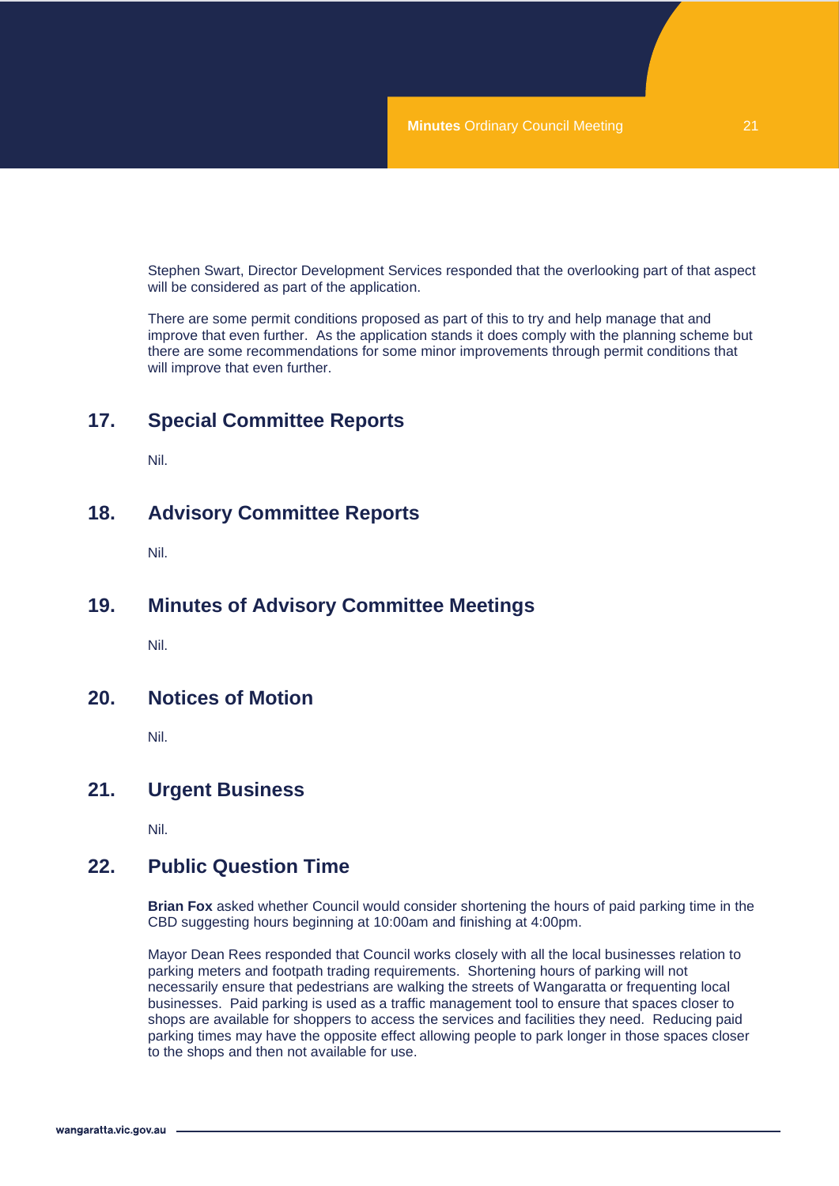Stephen Swart, Director Development Services responded that the overlooking part of that aspect will be considered as part of the application.

There are some permit conditions proposed as part of this to try and help manage that and improve that even further. As the application stands it does comply with the planning scheme but there are some recommendations for some minor improvements through permit conditions that will improve that even further.

## 17. Special Committee Reports

Nil.

## 18. Advisory Committee Reports

Nil.

## 19. Minutes of Advisory Committee Meetings

Nil.

## 20. Notices of Motion

Nil.

## 21. Urgent Business

Nil.

## 22. Public Question Time

**Brian Fox** asked whether Council would consider shortening the hours of paid parking time in the CBD suggesting hours beginning at 10:00am and finishing at 4:00pm.

Mayor Dean Rees responded that Council works closely with all the local businesses relation to parking meters and footpath trading requirements. Shortening hours of parking will not necessarily ensure that pedestrians are walking the streets of Wangaratta or frequenting local businesses. Paid parking is used as a traffic management tool to ensure that spaces closer to shops are available for shoppers to access the services and facilities they need. Reducing paid parking times may have the opposite effect allowing people to park longer in those spaces closer to the shops and then not available for use.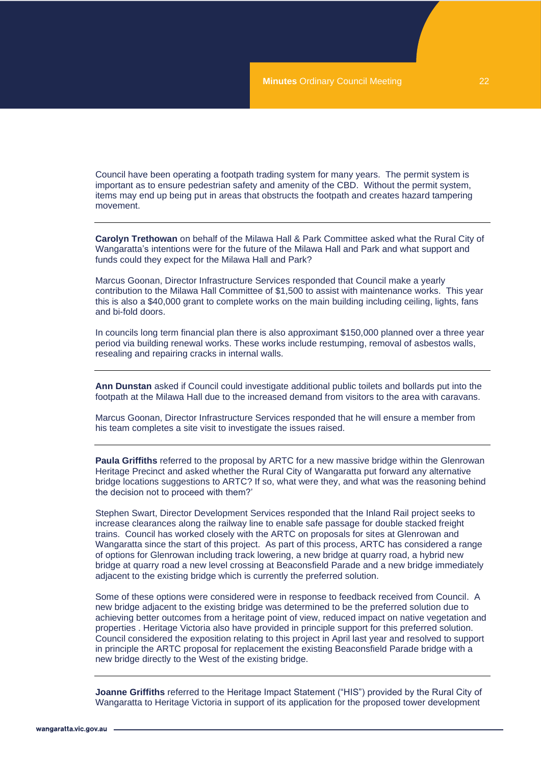Council have been operating a footpath trading system for many years. The permit system is important as to ensure pedestrian safety and amenity of the CBD. Without the permit system, items may end up being put in areas that obstructs the footpath and creates hazard tampering movement.

---

**Carolyn Trethowan** on behalf of the Milawa Hall & Park Committee asked what the Rural City of Wangaratta's intentions were for the future of the Milawa Hall and Park and what support and funds could they expect for the Milawa Hall and Park?

Marcus Goonan, Director Infrastructure Services responded that Council make a yearly contribution to the Milawa Hall Committee of $1,500 to assist with maintenance works. This year this is also a $40,000 grant to complete works on the main building including ceiling, lights, fans and bi-fold doors.

In councils long term financial plan there is also approximant $150,000 planned over a three year period via building renewal works. These works include restumping, removal of asbestos walls, resealing and repairing cracks in internal walls.

---

**Ann Dunstan** asked if Council could investigate additional public toilets and bollards put into the footpath at the Milawa Hall due to the increased demand from visitors to the area with caravans.

Marcus Goonan, Director Infrastructure Services responded that he will ensure a member from his team completes a site visit to investigate the issues raised.

---

**Paula Griffiths** referred to the proposal by ARTC for a new massive bridge within the Glenrowan Heritage Precinct and asked whether the Rural City of Wangaratta put forward any alternative bridge locations suggestions to ARTC? If so, what were they, and what was the reasoning behind the decision not to proceed with them?'

Stephen Swart, Director Development Services responded that the Inland Rail project seeks to increase clearances along the railway line to enable safe passage for double stacked freight trains. Council has worked closely with the ARTC on proposals for sites at Glenrowan and Wangaratta since the start of this project. As part of this process, ARTC has considered a range of options for Glenrowan including track lowering, a new bridge at quarry road, a hybrid new bridge at quarry road a new level crossing at Beaconsfield Parade and a new bridge immediately adjacent to the existing bridge which is currently the preferred solution.

Some of these options were considered were in response to feedback received from Council. A new bridge adjacent to the existing bridge was determined to be the preferred solution due to achieving better outcomes from a heritage point of view, reduced impact on native vegetation and properties . Heritage Victoria also have provided in principle support for this preferred solution. Council considered the exposition relating to this project in April last year and resolved to support in principle the ARTC proposal for replacement the existing Beaconsfield Parade bridge with a new bridge directly to the West of the existing bridge.

---

**Joanne Griffiths** referred to the Heritage Impact Statement ("HIS") provided by the Rural City of Wangaratta to Heritage Victoria in support of its application for the proposed tower development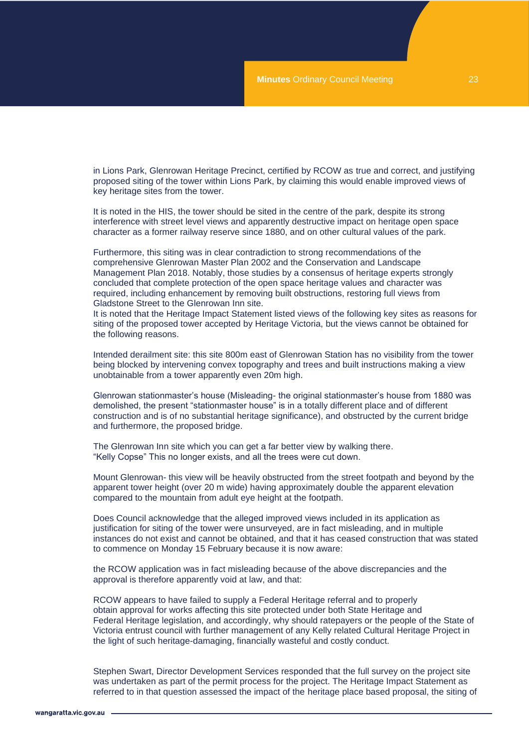in Lions Park, Glenrowan Heritage Precinct, certified by RCOW as true and correct, and justifying proposed siting of the tower within Lions Park, by claiming this would enable improved views of key heritage sites from the tower.

It is noted in the HIS, the tower should be sited in the centre of the park, despite its strong interference with street level views and apparently destructive impact on heritage open space character as a former railway reserve since 1880, and on other cultural values of the park.

Furthermore, this siting was in clear contradiction to strong recommendations of the comprehensive Glenrowan Master Plan 2002 and the Conservation and Landscape Management Plan 2018. Notably, those studies by a consensus of heritage experts strongly concluded that complete protection of the open space heritage values and character was required, including enhancement by removing built obstructions, restoring full views from Gladstone Street to the Glenrowan Inn site.
It is noted that the Heritage Impact Statement listed views of the following key sites as reasons for siting of the proposed tower accepted by Heritage Victoria, but the views cannot be obtained for the following reasons.

Intended derailment site: this site 800m east of Glenrowan Station has no visibility from the tower being blocked by intervening convex topography and trees and built instructions making a view unobtainable from a tower apparently even 20m high.

Glenrowan stationmaster's house (Misleading- the original stationmaster's house from 1880 was demolished, the present "stationmaster house" is in a totally different place and of different construction and is of no substantial heritage significance), and obstructed by the current bridge and furthermore, the proposed bridge.

The Glenrowan Inn site which you can get a far better view by walking there.
"Kelly Copse" This no longer exists, and all the trees were cut down.

Mount Glenrowan- this view will be heavily obstructed from the street footpath and beyond by the apparent tower height (over 20 m wide) having approximately double the apparent elevation compared to the mountain from adult eye height at the footpath.

Does Council acknowledge that the alleged improved views included in its application as justification for siting of the tower were unsurveyed, are in fact misleading, and in multiple instances do not exist and cannot be obtained, and that it has ceased construction that was stated to commence on Monday 15 February because it is now aware:

the RCOW application was in fact misleading because of the above discrepancies and the approval is therefore apparently void at law, and that:

RCOW appears to have failed to supply a Federal Heritage referral and to properly obtain approval for works affecting this site protected under both State Heritage and Federal Heritage legislation, and accordingly, why should ratepayers or the people of the State of Victoria entrust council with further management of any Kelly related Cultural Heritage Project in the light of such heritage-damaging, financially wasteful and costly conduct.

Stephen Swart, Director Development Services responded that the full survey on the project site was undertaken as part of the permit process for the project. The Heritage Impact Statement as referred to in that question assessed the impact of the heritage place based proposal, the siting of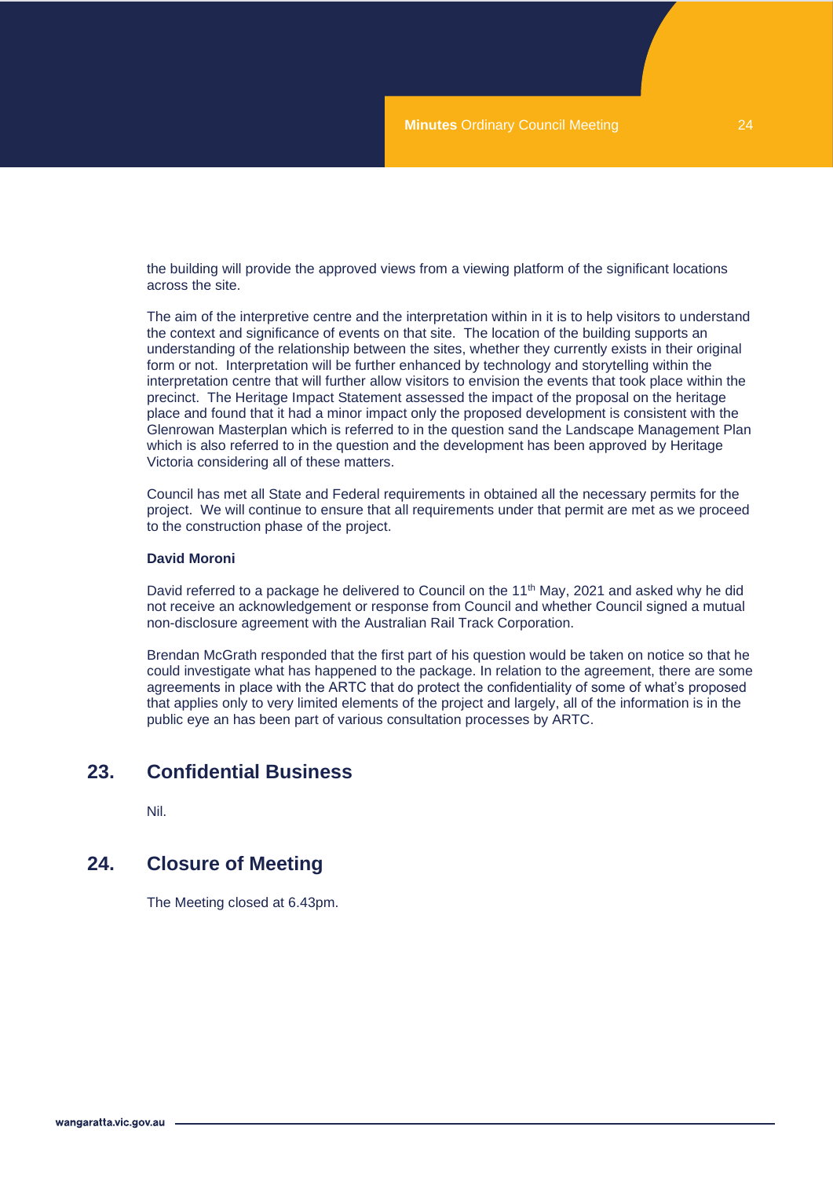the building will provide the approved views from a viewing platform of the significant locations across the site.

The aim of the interpretive centre and the interpretation within in it is to help visitors to understand the context and significance of events on that site. The location of the building supports an understanding of the relationship between the sites, whether they currently exists in their original form or not. Interpretation will be further enhanced by technology and storytelling within the interpretation centre that will further allow visitors to envision the events that took place within the precinct. The Heritage Impact Statement assessed the impact of the proposal on the heritage place and found that it had a minor impact only the proposed development is consistent with the Glenrowan Masterplan which is referred to in the question sand the Landscape Management Plan which is also referred to in the question and the development has been approved by Heritage Victoria considering all of these matters.

Council has met all State and Federal requirements in obtained all the necessary permits for the project. We will continue to ensure that all requirements under that permit are met as we proceed to the construction phase of the project.

**David Moroni**

David referred to a package he delivered to Council on the 11th May, 2021 and asked why he did not receive an acknowledgement or response from Council and whether Council signed a mutual non-disclosure agreement with the Australian Rail Track Corporation.

Brendan McGrath responded that the first part of his question would be taken on notice so that he could investigate what has happened to the package. In relation to the agreement, there are some agreements in place with the ARTC that do protect the confidentiality of some of what's proposed that applies only to very limited elements of the project and largely, all of the information is in the public eye an has been part of various consultation processes by ARTC.

## 23. Confidential Business

Nil.

## 24. Closure of Meeting

The Meeting closed at 6.43pm.